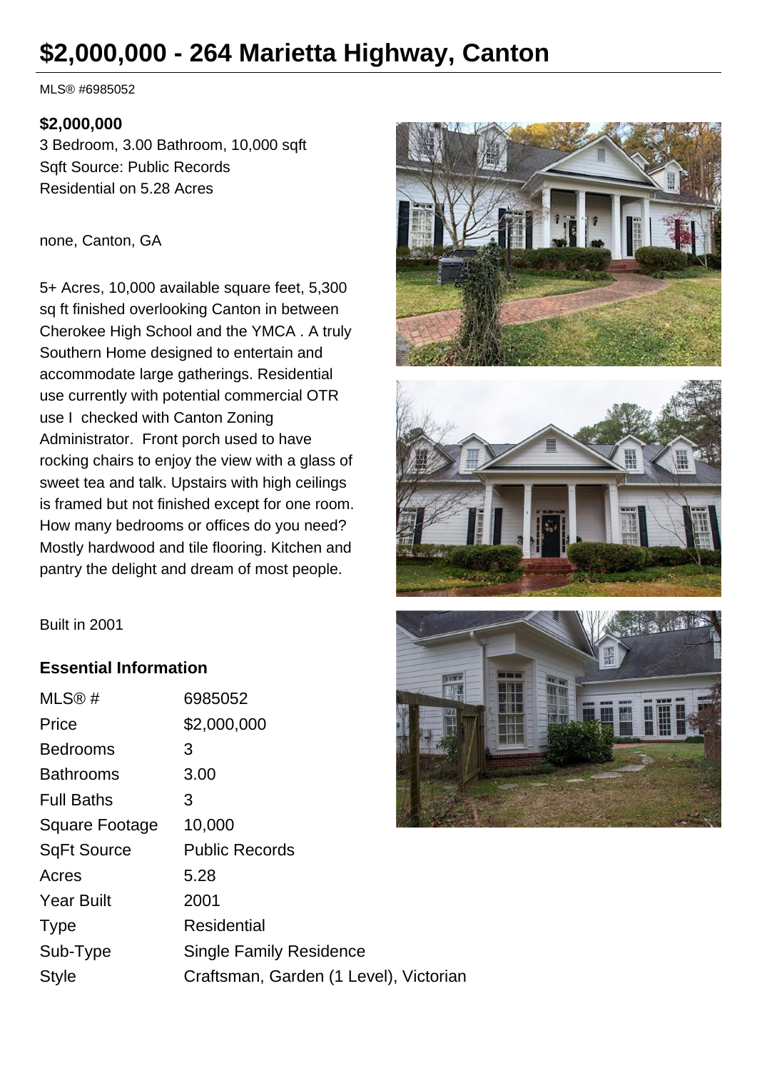# $2,000,000 - 264 Marietta Highway, Canton

MLS® #6985052

**$2,000,000**
3 Bedroom, 3.00 Bathroom, 10,000 sqft
Sqft Source: Public Records
Residential on 5.28 Acres

none, Canton, GA

5+ Acres, 10,000 available square feet, 5,300 sq ft finished overlooking Canton in between Cherokee High School and the YMCA . A truly Southern Home designed to entertain and accommodate large gatherings. Residential use currently with potential commercial OTR use I checked with Canton Zoning Administrator. Front porch used to have rocking chairs to enjoy the view with a glass of sweet tea and talk. Upstairs with high ceilings is framed but not finished except for one room. How many bedrooms or offices do you need? Mostly hardwood and tile flooring. Kitchen and pantry the delight and dream of most people.

Built in 2001

### Essential Information

| | |
|---|---|
| MLS® # | 6985052 |
| Price | $2,000,000 |
| Bedrooms | 3 |
| Bathrooms | 3.00 |
| Full Baths | 3 |
| Square Footage | 10,000 |
| SqFt Source | Public Records |
| Acres | 5.28 |
| Year Built | 2001 |
| Type | Residential |
| Sub-Type | Single Family Residence |
| Style | Craftsman, Garden (1 Level), Victorian |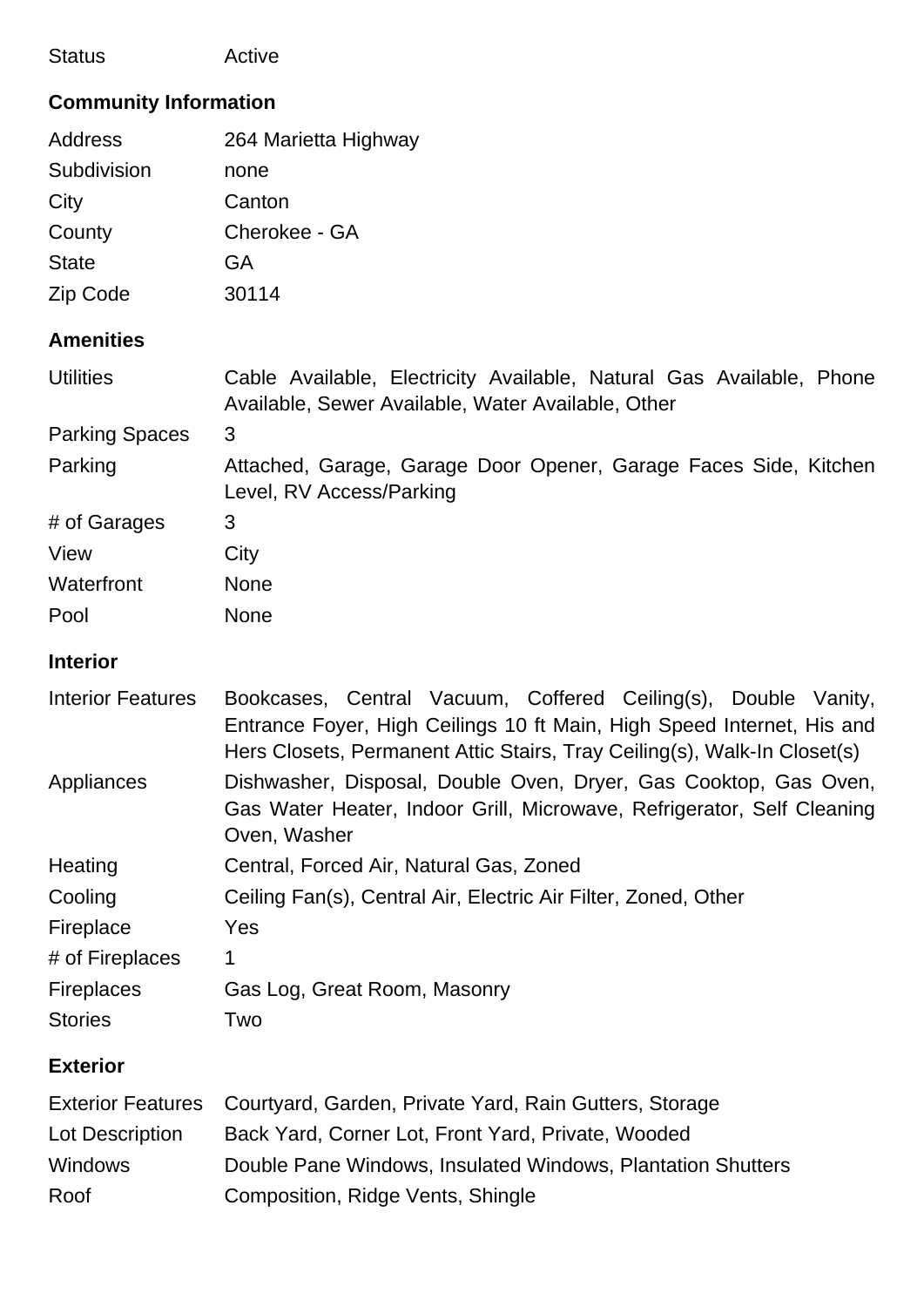| Status | Active |
| --- | --- |

## Community Information

| Address | 264 Marietta Highway |
| --- | --- |
| Subdivision | none |
| City | Canton |
| County | Cherokee - GA |
| State | GA |
| Zip Code | 30114 |

## Amenities

| Utilities | Cable Available, Electricity Available, Natural Gas Available, Phone Available, Sewer Available, Water Available, Other |
| --- | --- |
| Parking Spaces | 3 |
| Parking | Attached, Garage, Garage Door Opener, Garage Faces Side, Kitchen Level, RV Access/Parking |
| # of Garages | 3 |
| View | City |
| Waterfront | None |
| Pool | None |

## Interior

| Interior Features | Bookcases, Central Vacuum, Coffered Ceiling(s), Double Vanity, Entrance Foyer, High Ceilings 10 ft Main, High Speed Internet, His and Hers Closets, Permanent Attic Stairs, Tray Ceiling(s), Walk-In Closet(s) |
| --- | --- |
| Appliances | Dishwasher, Disposal, Double Oven, Dryer, Gas Cooktop, Gas Oven, Gas Water Heater, Indoor Grill, Microwave, Refrigerator, Self Cleaning Oven, Washer |
| Heating | Central, Forced Air, Natural Gas, Zoned |
| Cooling | Ceiling Fan(s), Central Air, Electric Air Filter, Zoned, Other |
| Fireplace | Yes |
| # of Fireplaces | 1 |
| Fireplaces | Gas Log, Great Room, Masonry |
| Stories | Two |

## Exterior

| Exterior Features | Courtyard, Garden, Private Yard, Rain Gutters, Storage |
| --- | --- |
| Lot Description | Back Yard, Corner Lot, Front Yard, Private, Wooded |
| Windows | Double Pane Windows, Insulated Windows, Plantation Shutters |
| Roof | Composition, Ridge Vents, Shingle |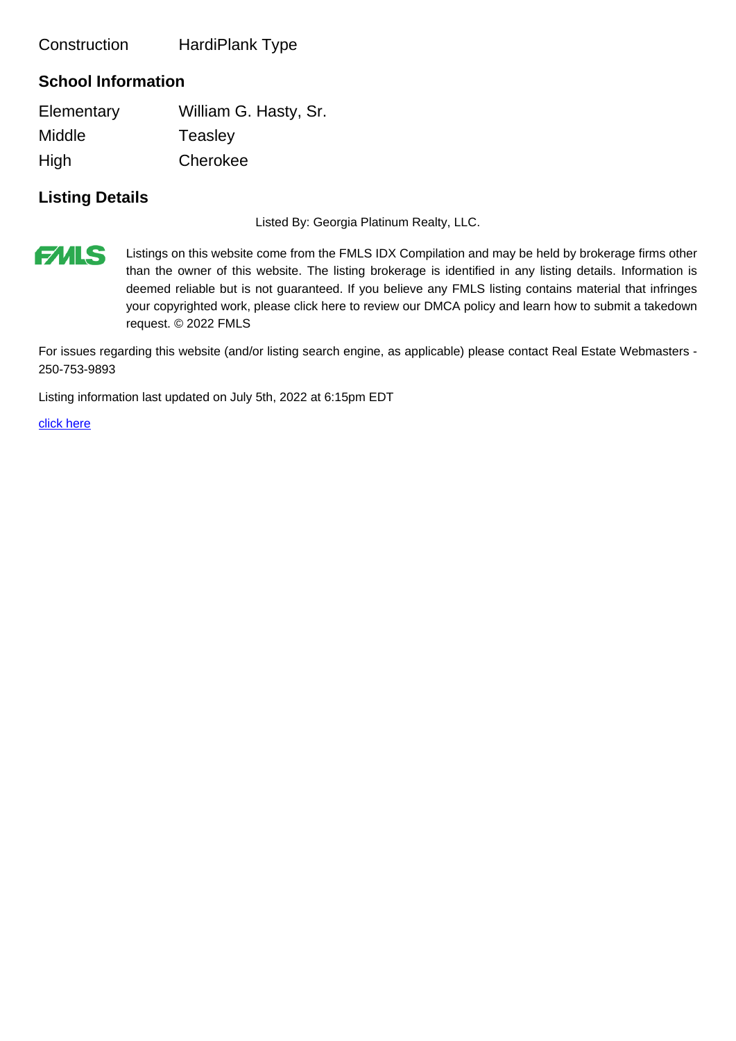| | |
|---|---|
| Construction | HardiPlank Type |

## School Information

| | |
|---|---|
| Elementary | William G. Hasty, Sr. |
| Middle | Teasley |
| High | Cherokee |

## Listing Details

Listed By: Georgia Platinum Realty, LLC.

FMLS

Listings on this website come from the FMLS IDX Compilation and may be held by brokerage firms other than the owner of this website. The listing brokerage is identified in any listing details. Information is deemed reliable but is not guaranteed. If you believe any FMLS listing contains material that infringes your copyrighted work, please click here to review our DMCA policy and learn how to submit a takedown request. © 2022 FMLS

For issues regarding this website (and/or listing search engine, as applicable) please contact Real Estate Webmasters - 250-753-9893

Listing information last updated on July 5th, 2022 at 6:15pm EDT

click here